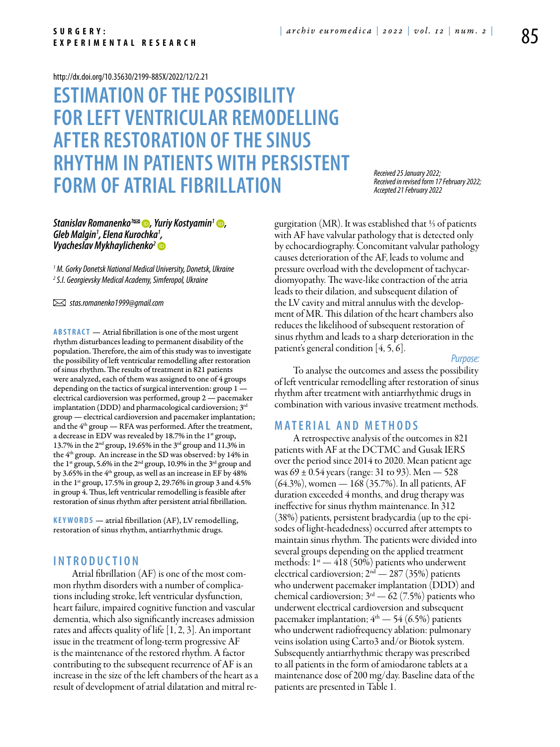http://dx.doi.org/10.35630/2199-885X/2022/12/2.21

# ESTIMATION OF THE POSSIBILITY FOR LEFT VENTRICULAR REMODELLING AFTER RESTORATION OF THE SINUS RHYTHM IN PATIENTS WITH PERSISTENT FORM OF ATRIAL FIBRILLATION

*Received 25 January 2022;*
*Received in revised form 17 February 2022;*
*Accepted 21 February 2022*

***Stanislav Romanenko[1]✉, Yuriy Kostyamin[1], Gleb Malgin[1], Elena Kurochka[1], Vyacheslav Mykhaylichenko[2]***

*[1] M. Gorky Donetsk National Medical University, Donetsk, Ukraine*
*[2] S.I. Georgievsky Medical Academy, Simferopol, Ukraine*

✉ *stas.romanenko1999@gmail.com*

**ABSTRACT** — Atrial fibrillation is one of the most urgent rhythm disturbances leading to permanent disability of the population. Therefore, the aim of this study was to investigate the possibility of left ventricular remodelling after restoration of sinus rhythm. The results of treatment in 821 patients were analyzed, each of them was assigned to one of 4 groups depending on the tactics of surgical intervention: group 1 — electrical cardioversion was performed, group 2 — pacemaker implantation (DDD) and pharmacological cardioversion; 3rd group — electrical cardioversion and pacemaker implantation; and the 4th group — RFA was performed. After the treatment, a decrease in EDV was revealed by 18.7% in the 1st group, 13.7% in the 2nd group, 19.65% in the 3rd group and 11.3% in the 4th group. An increase in the SD was observed: by 14% in the 1st group, 5.6% in the 2nd group, 10.9% in the 3rd group and by 3.65% in the 4th group, as well as an increase in EF by 48% in the 1st group, 17.5% in group 2, 29.76% in group 3 and 4.5% in group 4. Thus, left ventricular remodelling is feasible after restoration of sinus rhythm after persistent atrial fibrillation.

**KEYWORDS** — atrial fibrillation (AF), LV remodelling, restoration of sinus rhythm, antiarrhythmic drugs.

## INTRODUCTION

Atrial fibrillation (AF) is one of the most common rhythm disorders with a number of complications including stroke, left ventricular dysfunction, heart failure, impaired cognitive function and vascular dementia, which also significantly increases admission rates and affects quality of life [1, 2, 3]. An important issue in the treatment of long-term progressive AF is the maintenance of the restored rhythm. A factor contributing to the subsequent recurrence of AF is an increase in the size of the left chambers of the heart as a result of development of atrial dilatation and mitral regurgitation (MR). It was established that ⅓ of patients with AF have valvular pathology that is detected only by echocardiography. Concomitant valvular pathology causes deterioration of the AF, leads to volume and pressure overload with the development of tachycardiomyopathy. The wave-like contraction of the atria leads to their dilation, and subsequent dilation of the LV cavity and mitral annulus with the development of MR. This dilation of the heart chambers also reduces the likelihood of subsequent restoration of sinus rhythm and leads to a sharp deterioration in the patient's general condition [4, 5, 6].

*Purpose:*

To analyse the outcomes and assess the possibility of left ventricular remodelling after restoration of sinus rhythm after treatment with antiarrhythmic drugs in combination with various invasive treatment methods.

## MATERIAL AND METHODS

A retrospective analysis of the outcomes in 821 patients with AF at the DCTMC and Gusak IERS over the period since 2014 to 2020. Mean patient age was 69 ± 0.54 years (range: 31 to 93). Men — 528 (64.3%), women — 168 (35.7%). In all patients, AF duration exceeded 4 months, and drug therapy was ineffective for sinus rhythm maintenance. In 312 (38%) patients, persistent bradycardia (up to the episodes of light-headedness) occurred after attempts to maintain sinus rhythm. The patients were divided into several groups depending on the applied treatment methods: 1st — 418 (50%) patients who underwent electrical cardioversion; 2nd — 287 (35%) patients who underwent pacemaker implantation (DDD) and chemical cardioversion; 3rd — 62 (7.5%) patients who underwent electrical cardioversion and subsequent pacemaker implantation; 4th — 54 (6.5%) patients who underwent radiofrequency ablation: pulmonary veins isolation using Carto3 and/or Biotok system. Subsequently antiarrhythmic therapy was prescribed to all patients in the form of amiodarone tablets at a maintenance dose of 200 mg/day. Baseline data of the patients are presented in Table 1.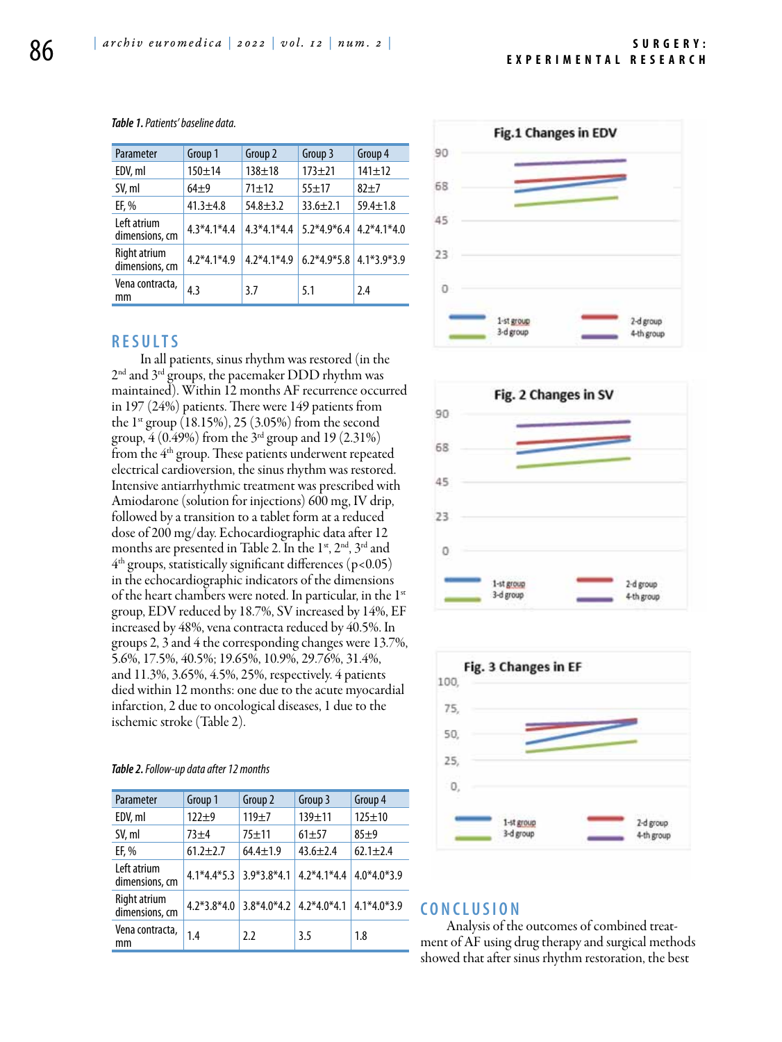*Table 1. Patients' baseline data.*

| Parameter | Group 1 | Group 2 | Group 3 | Group 4 |
|---|---|---|---|---|
| EDV, ml | 150±14 | 138±18 | 173±21 | 141±12 |
| SV, ml | 64±9 | 71±12 | 55±17 | 82±7 |
| EF, % | 41.3±4.8 | 54.8±3.2 | 33.6±2.1 | 59.4±1.8 |
| Left atrium dimensions, cm | 4.3*4.1*4.4 | 4.3*4.1*4.4 | 5.2*4.9*6.4 | 4.2*4.1*4.0 |
| Right atrium dimensions, cm | 4.2*4.1*4.9 | 4.2*4.1*4.9 | 6.2*4.9*5.8 | 4.1*3.9*3.9 |
| Vena contracta, mm | 4.3 | 3.7 | 5.1 | 2.4 |

## RESULTS

In all patients, sinus rhythm was restored (in the 2nd and 3rd groups, the pacemaker DDD rhythm was maintained). Within 12 months AF recurrence occurred in 197 (24%) patients. There were 149 patients from the 1st group (18.15%), 25 (3.05%) from the second group, 4 (0.49%) from the 3rd group and 19 (2.31%) from the 4th group. These patients underwent repeated electrical cardioversion, the sinus rhythm was restored. Intensive antiarrhythmic treatment was prescribed with Amiodarone (solution for injections) 600 mg, IV drip, followed by a transition to a tablet form at a reduced dose of 200 mg/day. Echocardiographic data after 12 months are presented in Table 2. In the 1st, 2nd, 3rd and 4th groups, statistically significant differences ($p<0.05$) in the echocardiographic indicators of the dimensions of the heart chambers were noted. In particular, in the 1st group, EDV reduced by 18.7%, SV increased by 14%, EF increased by 48%, vena contracta reduced by 40.5%. In groups 2, 3 and 4 the corresponding changes were 13.7%, 5.6%, 17.5%, 40.5%; 19.65%, 10.9%, 29.76%, 31.4%, and 11.3%, 3.65%, 4.5%, 25%, respectively. 4 patients died within 12 months: one due to the acute myocardial infarction, 2 due to oncological diseases, 1 due to the ischemic stroke (Table 2).

*Table 2. Follow-up data after 12 months*

| Parameter | Group 1 | Group 2 | Group 3 | Group 4 |
|---|---|---|---|---|
| EDV, ml | 122±9 | 119±7 | 139±11 | 125±10 |
| SV, ml | 73±4 | 75±11 | 61±57 | 85±9 |
| EF, % | 61.2±2.7 | 64.4±1.9 | 43.6±2.4 | 62.1±2.4 |
| Left atrium dimensions, cm | 4.1*4.4*5.3 | 3.9*3.8*4.1 | 4.2*4.1*4.4 | 4.0*4.0*3.9 |
| Right atrium dimensions, cm | 4.2*3.8*4.0 | 3.8*4.0*4.2 | 4.2*4.0*4.1 | 4.1*4.0*3.9 |
| Vena contracta, mm | 1.4 | 2.2 | 3.5 | 1.8 |

Fig.1 Changes in EDV

Fig. 2 Changes in SV

Fig. 3 Changes in EF

## CONCLUSION

Analysis of the outcomes of combined treatment of AF using drug therapy and surgical methods showed that after sinus rhythm restoration, the best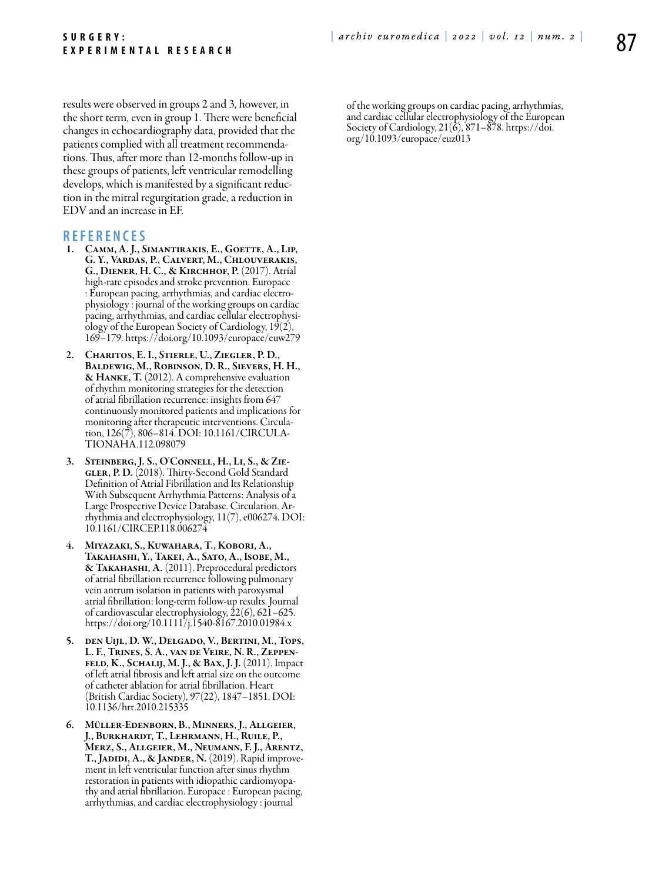results were observed in groups 2 and 3, however, in the short term, even in group 1. There were beneficial changes in echocardiography data, provided that the patients complied with all treatment recommendations. Thus, after more than 12-months follow-up in these groups of patients, left ventricular remodelling develops, which is manifested by a significant reduction in the mitral regurgitation grade, a reduction in EDV and an increase in EF.

## REFERENCES

1. **Camm, A. J., Simantirakis, E., Goette, A., Lip, G. Y., Vardas, P., Calvert, M., Chlouverakis, G., Diener, H. C., & Kirchhof, P.** (2017). Atrial high-rate episodes and stroke prevention. Europace : European pacing, arrhythmias, and cardiac electrophysiology : journal of the working groups on cardiac pacing, arrhythmias, and cardiac cellular electrophysiology of the European Society of Cardiology, 19(2), 169–179. https://doi.org/10.1093/europace/euw279

2. **Charitos, E. I., Stierle, U., Ziegler, P. D., Baldewig, M., Robinson, D. R., Sievers, H. H., & Hanke, T.** (2012). A comprehensive evaluation of rhythm monitoring strategies for the detection of atrial fibrillation recurrence: insights from 647 continuously monitored patients and implications for monitoring after therapeutic interventions. Circulation, 126(7), 806–814. DOI: 10.1161/CIRCULATIONAHA.112.098079

3. **Steinberg, J. S., O'Connell, H., Li, S., & Ziegler, P. D.** (2018). Thirty-Second Gold Standard Definition of Atrial Fibrillation and Its Relationship With Subsequent Arrhythmia Patterns: Analysis of a Large Prospective Device Database. Circulation. Arrhythmia and electrophysiology, 11(7), e006274. DOI: 10.1161/CIRCEP.118.006274

4. **Miyazaki, S., Kuwahara, T., Kobori, A., Takahashi, Y., Takei, A., Sato, A., Isobe, M., & Takahashi, A.** (2011). Preprocedural predictors of atrial fibrillation recurrence following pulmonary vein antrum isolation in patients with paroxysmal atrial fibrillation: long-term follow-up results. Journal of cardiovascular electrophysiology, 22(6), 621–625. https://doi.org/10.1111/j.1540-8167.2010.01984.x

5. **den Uijl, D. W., Delgado, V., Bertini, M., Tops, L. F., Trines, S. A., van de Veire, N. R., Zeppenfeld, K., Schalij, M. J., & Bax, J. J.** (2011). Impact of left atrial fibrosis and left atrial size on the outcome of catheter ablation for atrial fibrillation. Heart (British Cardiac Society), 97(22), 1847–1851. DOI: 10.1136/hrt.2010.215335

6. **Müller-Edenborn, B., Minners, J., Allgeier, J., Burkhardt, T., Lehrmann, H., Ruile, P., Merz, S., Allgeier, M., Neumann, F. J., Arentz, T., Jadidi, A., & Jander, N.** (2019). Rapid improvement in left ventricular function after sinus rhythm restoration in patients with idiopathic cardiomyopathy and atrial fibrillation. Europace : European pacing, arrhythmias, and cardiac electrophysiology : journal of the working groups on cardiac pacing, arrhythmias, and cardiac cellular electrophysiology of the European Society of Cardiology, 21(6), 871–878. https://doi.org/10.1093/europace/euz013